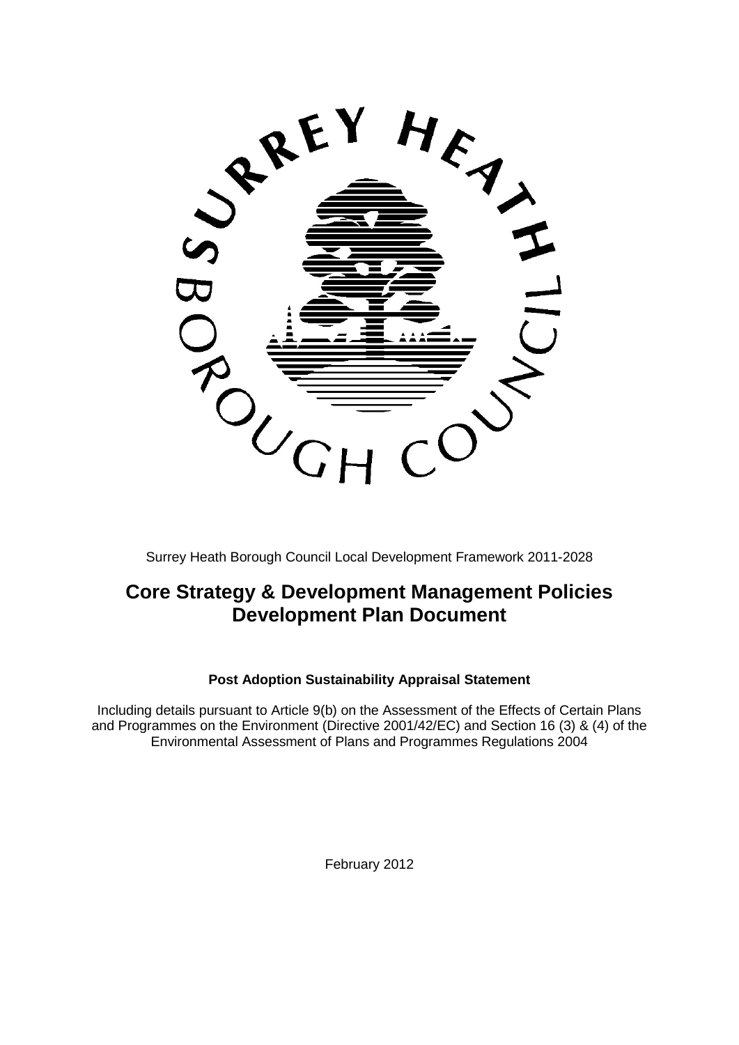Surrey Heath Borough Council Local Development Framework 2011-2028

# Core Strategy & Development Management Policies Development Plan Document

### Post Adoption Sustainability Appraisal Statement

Including details pursuant to Article 9(b) on the Assessment of the Effects of Certain Plans and Programmes on the Environment (Directive 2001/42/EC) and Section 16 (3) & (4) of the Environmental Assessment of Plans and Programmes Regulations 2004

February 2012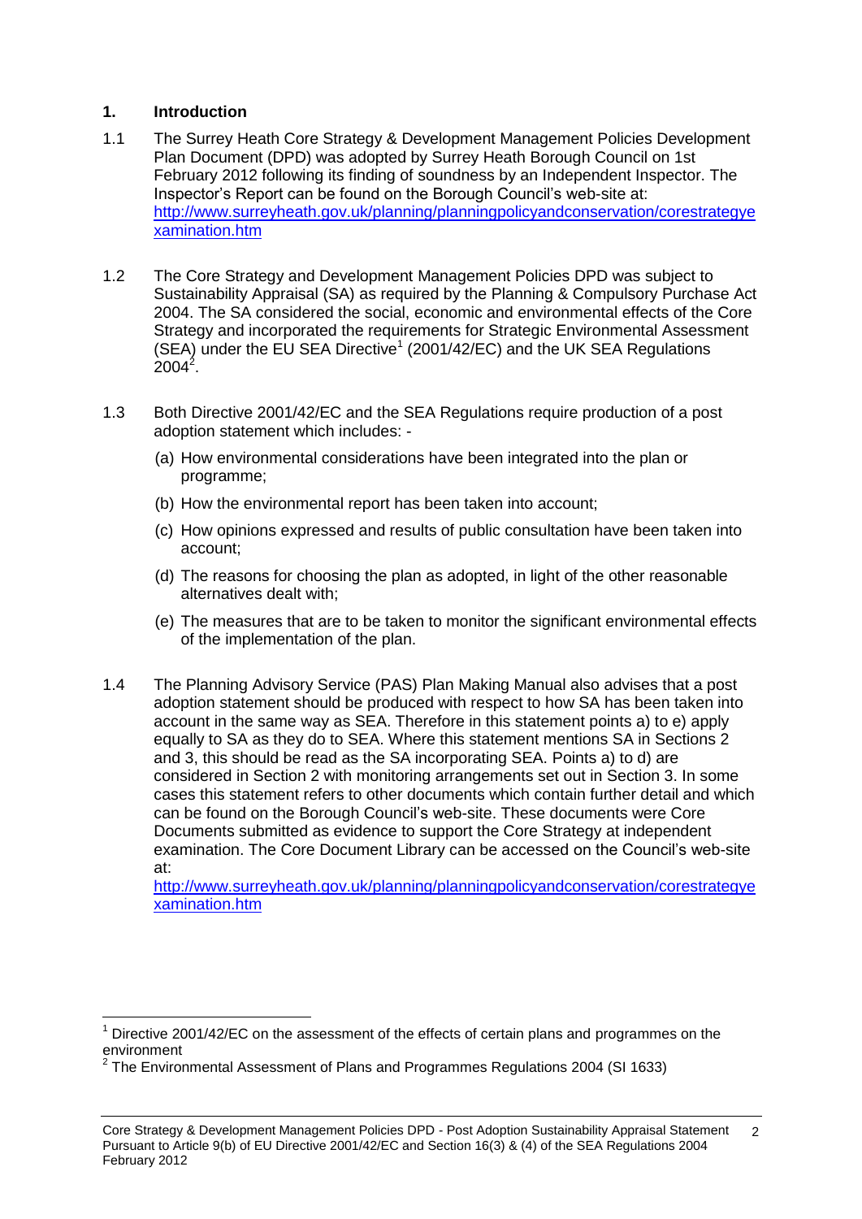## 1. Introduction

1.1 The Surrey Heath Core Strategy & Development Management Policies Development Plan Document (DPD) was adopted by Surrey Heath Borough Council on 1st February 2012 following its finding of soundness by an Independent Inspector. The Inspector's Report can be found on the Borough Council's web-site at: http://www.surreyheath.gov.uk/planning/planningpolicyandconservation/corestrategyexamination.htm

1.2 The Core Strategy and Development Management Policies DPD was subject to Sustainability Appraisal (SA) as required by the Planning & Compulsory Purchase Act 2004. The SA considered the social, economic and environmental effects of the Core Strategy and incorporated the requirements for Strategic Environmental Assessment (SEA) under the EU SEA Directive[1] (2001/42/EC) and the UK SEA Regulations 2004[2].

1.3 Both Directive 2001/42/EC and the SEA Regulations require production of a post adoption statement which includes: -

(a) How environmental considerations have been integrated into the plan or programme;

(b) How the environmental report has been taken into account;

(c) How opinions expressed and results of public consultation have been taken into account;

(d) The reasons for choosing the plan as adopted, in light of the other reasonable alternatives dealt with;

(e) The measures that are to be taken to monitor the significant environmental effects of the implementation of the plan.

1.4 The Planning Advisory Service (PAS) Plan Making Manual also advises that a post adoption statement should be produced with respect to how SA has been taken into account in the same way as SEA. Therefore in this statement points a) to e) apply equally to SA as they do to SEA. Where this statement mentions SA in Sections 2 and 3, this should be read as the SA incorporating SEA. Points a) to d) are considered in Section 2 with monitoring arrangements set out in Section 3. In some cases this statement refers to other documents which contain further detail and which can be found on the Borough Council's web-site. These documents were Core Documents submitted as evidence to support the Core Strategy at independent examination. The Core Document Library can be accessed on the Council's web-site at: http://www.surreyheath.gov.uk/planning/planningpolicyandconservation/corestrategyexamination.htm

---

[1] Directive 2001/42/EC on the assessment of the effects of certain plans and programmes on the environment

[2] The Environmental Assessment of Plans and Programmes Regulations 2004 (SI 1633)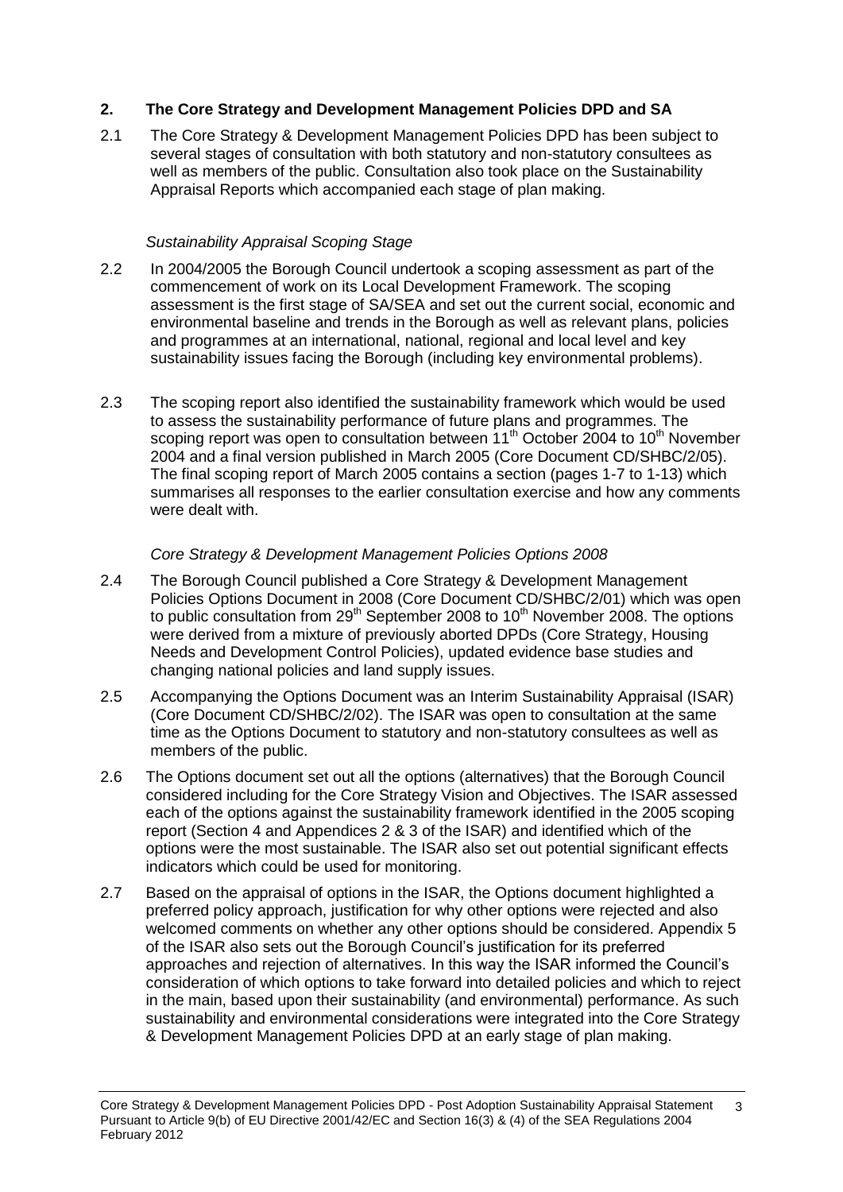## 2. The Core Strategy and Development Management Policies DPD and SA

2.1 The Core Strategy & Development Management Policies DPD has been subject to several stages of consultation with both statutory and non-statutory consultees as well as members of the public. Consultation also took place on the Sustainability Appraisal Reports which accompanied each stage of plan making.

*Sustainability Appraisal Scoping Stage*

2.2 In 2004/2005 the Borough Council undertook a scoping assessment as part of the commencement of work on its Local Development Framework. The scoping assessment is the first stage of SA/SEA and set out the current social, economic and environmental baseline and trends in the Borough as well as relevant plans, policies and programmes at an international, national, regional and local level and key sustainability issues facing the Borough (including key environmental problems).

2.3 The scoping report also identified the sustainability framework which would be used to assess the sustainability performance of future plans and programmes. The scoping report was open to consultation between 11th October 2004 to 10th November 2004 and a final version published in March 2005 (Core Document CD/SHBC/2/05). The final scoping report of March 2005 contains a section (pages 1-7 to 1-13) which summarises all responses to the earlier consultation exercise and how any comments were dealt with.

*Core Strategy & Development Management Policies Options 2008*

2.4 The Borough Council published a Core Strategy & Development Management Policies Options Document in 2008 (Core Document CD/SHBC/2/01) which was open to public consultation from 29th September 2008 to 10th November 2008. The options were derived from a mixture of previously aborted DPDs (Core Strategy, Housing Needs and Development Control Policies), updated evidence base studies and changing national policies and land supply issues.

2.5 Accompanying the Options Document was an Interim Sustainability Appraisal (ISAR) (Core Document CD/SHBC/2/02). The ISAR was open to consultation at the same time as the Options Document to statutory and non-statutory consultees as well as members of the public.

2.6 The Options document set out all the options (alternatives) that the Borough Council considered including for the Core Strategy Vision and Objectives. The ISAR assessed each of the options against the sustainability framework identified in the 2005 scoping report (Section 4 and Appendices 2 & 3 of the ISAR) and identified which of the options were the most sustainable. The ISAR also set out potential significant effects indicators which could be used for monitoring.

2.7 Based on the appraisal of options in the ISAR, the Options document highlighted a preferred policy approach, justification for why other options were rejected and also welcomed comments on whether any other options should be considered. Appendix 5 of the ISAR also sets out the Borough Council's justification for its preferred approaches and rejection of alternatives. In this way the ISAR informed the Council's consideration of which options to take forward into detailed policies and which to reject in the main, based upon their sustainability (and environmental) performance. As such sustainability and environmental considerations were integrated into the Core Strategy & Development Management Policies DPD at an early stage of plan making.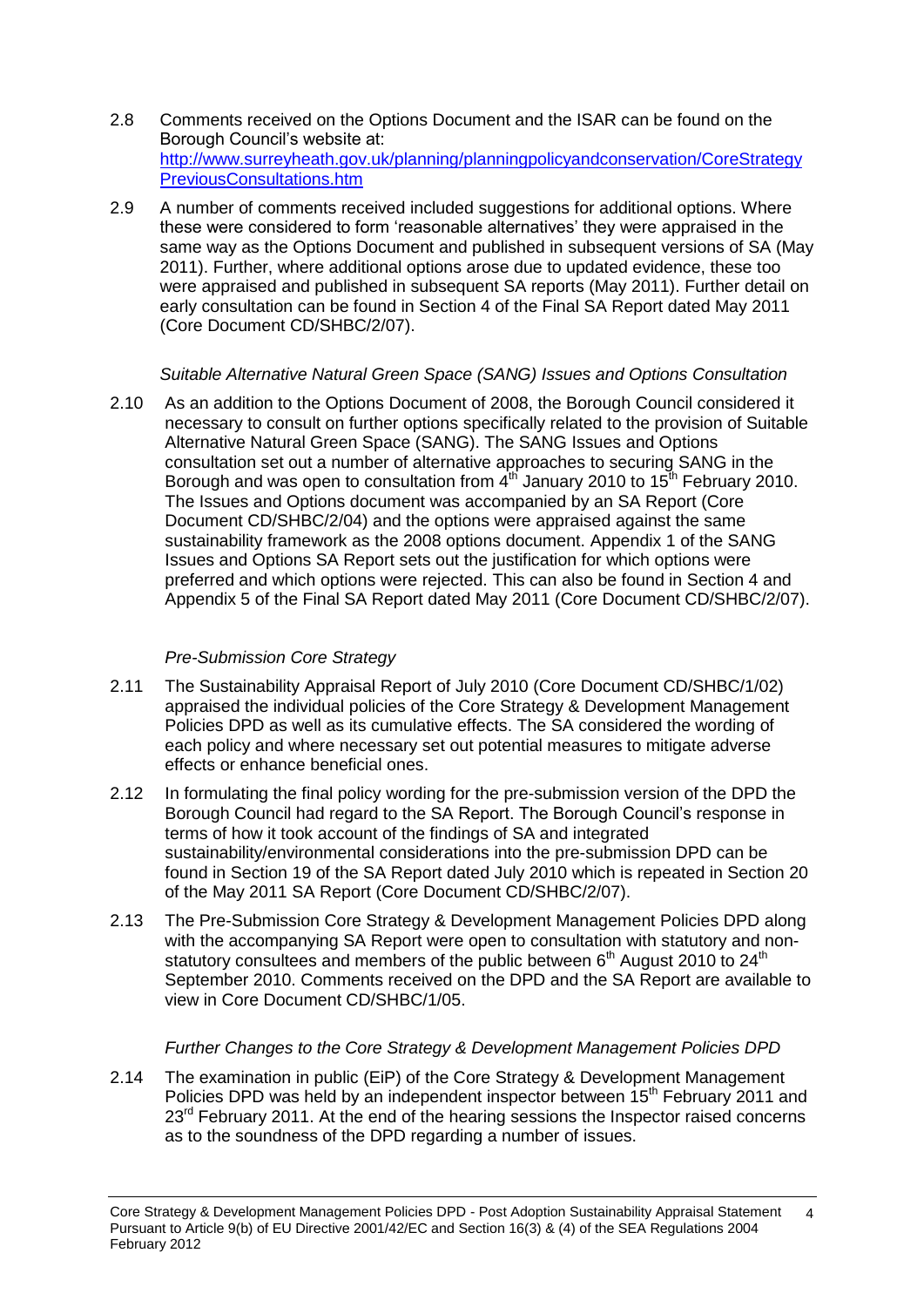2.8 Comments received on the Options Document and the ISAR can be found on the Borough Council's website at: [http://www.surreyheath.gov.uk/planning/planningpolicyandconservation/CoreStrategyPreviousConsultations.htm](http://www.surreyheath.gov.uk/planning/planningpolicyandconservation/CoreStrategyPreviousConsultations.htm)

2.9 A number of comments received included suggestions for additional options. Where these were considered to form 'reasonable alternatives' they were appraised in the same way as the Options Document and published in subsequent versions of SA (May 2011). Further, where additional options arose due to updated evidence, these too were appraised and published in subsequent SA reports (May 2011). Further detail on early consultation can be found in Section 4 of the Final SA Report dated May 2011 (Core Document CD/SHBC/2/07).

*Suitable Alternative Natural Green Space (SANG) Issues and Options Consultation*

2.10 As an addition to the Options Document of 2008, the Borough Council considered it necessary to consult on further options specifically related to the provision of Suitable Alternative Natural Green Space (SANG). The SANG Issues and Options consultation set out a number of alternative approaches to securing SANG in the Borough and was open to consultation from 4th January 2010 to 15th February 2010. The Issues and Options document was accompanied by an SA Report (Core Document CD/SHBC/2/04) and the options were appraised against the same sustainability framework as the 2008 options document. Appendix 1 of the SANG Issues and Options SA Report sets out the justification for which options were preferred and which options were rejected. This can also be found in Section 4 and Appendix 5 of the Final SA Report dated May 2011 (Core Document CD/SHBC/2/07).

*Pre-Submission Core Strategy*

2.11 The Sustainability Appraisal Report of July 2010 (Core Document CD/SHBC/1/02) appraised the individual policies of the Core Strategy & Development Management Policies DPD as well as its cumulative effects. The SA considered the wording of each policy and where necessary set out potential measures to mitigate adverse effects or enhance beneficial ones.

2.12 In formulating the final policy wording for the pre-submission version of the DPD the Borough Council had regard to the SA Report. The Borough Council's response in terms of how it took account of the findings of SA and integrated sustainability/environmental considerations into the pre-submission DPD can be found in Section 19 of the SA Report dated July 2010 which is repeated in Section 20 of the May 2011 SA Report (Core Document CD/SHBC/2/07).

2.13 The Pre-Submission Core Strategy & Development Management Policies DPD along with the accompanying SA Report were open to consultation with statutory and non-statutory consultees and members of the public between 6th August 2010 to 24th September 2010. Comments received on the DPD and the SA Report are available to view in Core Document CD/SHBC/1/05.

*Further Changes to the Core Strategy & Development Management Policies DPD*

2.14 The examination in public (EiP) of the Core Strategy & Development Management Policies DPD was held by an independent inspector between 15th February 2011 and 23rd February 2011. At the end of the hearing sessions the Inspector raised concerns as to the soundness of the DPD regarding a number of issues.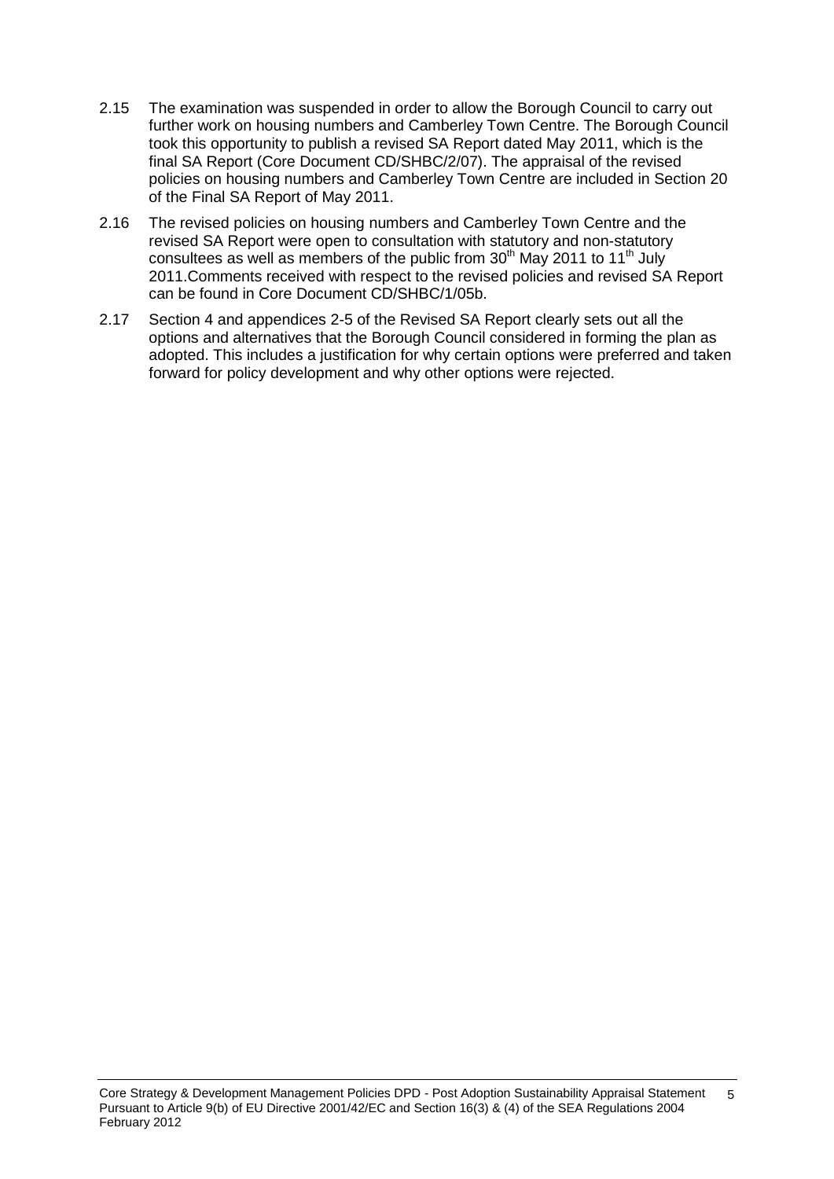2.15 The examination was suspended in order to allow the Borough Council to carry out further work on housing numbers and Camberley Town Centre. The Borough Council took this opportunity to publish a revised SA Report dated May 2011, which is the final SA Report (Core Document CD/SHBC/2/07). The appraisal of the revised policies on housing numbers and Camberley Town Centre are included in Section 20 of the Final SA Report of May 2011.

2.16 The revised policies on housing numbers and Camberley Town Centre and the revised SA Report were open to consultation with statutory and non-statutory consultees as well as members of the public from 30th May 2011 to 11th July 2011.Comments received with respect to the revised policies and revised SA Report can be found in Core Document CD/SHBC/1/05b.

2.17 Section 4 and appendices 2-5 of the Revised SA Report clearly sets out all the options and alternatives that the Borough Council considered in forming the plan as adopted. This includes a justification for why certain options were preferred and taken forward for policy development and why other options were rejected.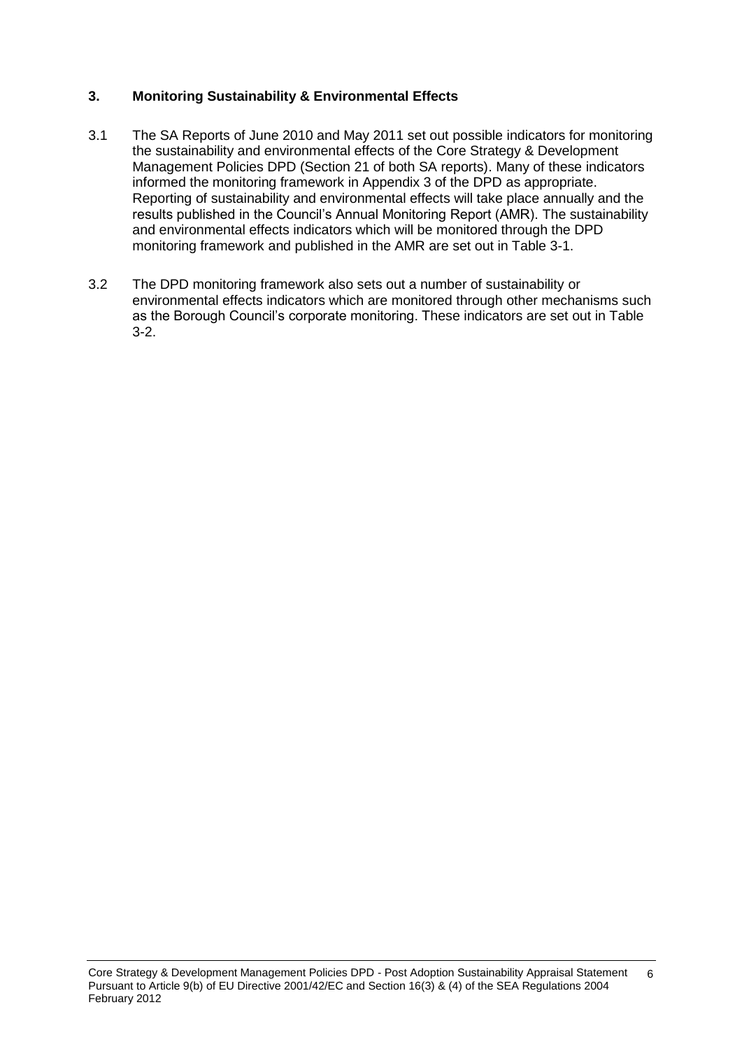## 3. Monitoring Sustainability & Environmental Effects

3.1 The SA Reports of June 2010 and May 2011 set out possible indicators for monitoring the sustainability and environmental effects of the Core Strategy & Development Management Policies DPD (Section 21 of both SA reports). Many of these indicators informed the monitoring framework in Appendix 3 of the DPD as appropriate. Reporting of sustainability and environmental effects will take place annually and the results published in the Council's Annual Monitoring Report (AMR). The sustainability and environmental effects indicators which will be monitored through the DPD monitoring framework and published in the AMR are set out in Table 3-1.

3.2 The DPD monitoring framework also sets out a number of sustainability or environmental effects indicators which are monitored through other mechanisms such as the Borough Council's corporate monitoring. These indicators are set out in Table 3-2.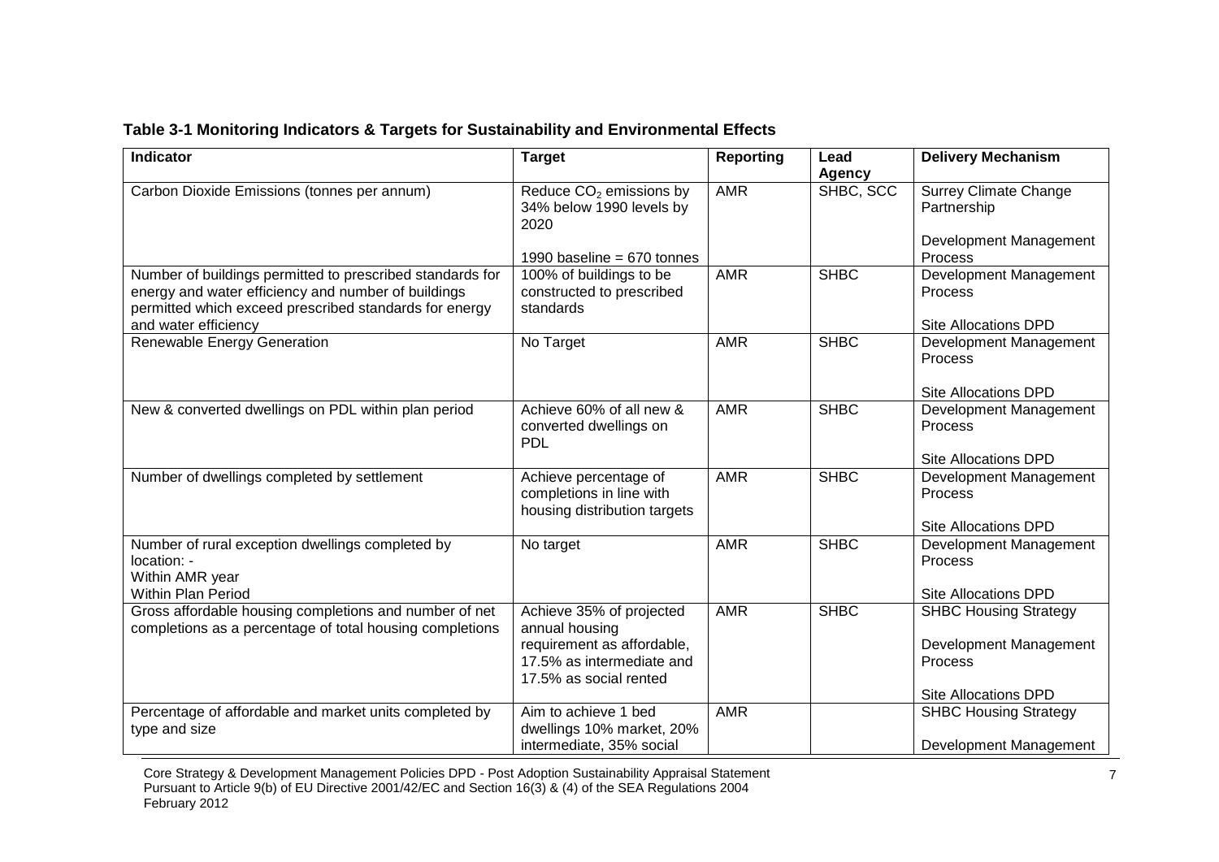**Table 3-1 Monitoring Indicators & Targets for Sustainability and Environmental Effects**

| Indicator | Target | Reporting | Lead Agency | Delivery Mechanism |
|---|---|---|---|---|
| Carbon Dioxide Emissions (tonnes per annum) | Reduce $CO_2$ emissions by 34% below 1990 levels by 2020<br><br>1990 baseline = 670 tonnes | AMR | SHBC, SCC | Surrey Climate Change Partnership<br><br>Development Management Process |
| Number of buildings permitted to prescribed standards for energy and water efficiency and number of buildings permitted which exceed prescribed standards for energy and water efficiency | 100% of buildings to be constructed to prescribed standards | AMR | SHBC | Development Management Process<br><br>Site Allocations DPD |
| Renewable Energy Generation | No Target | AMR | SHBC | Development Management Process<br><br>Site Allocations DPD |
| New & converted dwellings on PDL within plan period | Achieve 60% of all new & converted dwellings on PDL | AMR | SHBC | Development Management Process<br><br>Site Allocations DPD |
| Number of dwellings completed by settlement | Achieve percentage of completions in line with housing distribution targets | AMR | SHBC | Development Management Process<br><br>Site Allocations DPD |
| Number of rural exception dwellings completed by location: -<br>Within AMR year<br>Within Plan Period | No target | AMR | SHBC | Development Management Process<br><br>Site Allocations DPD |
| Gross affordable housing completions and number of net completions as a percentage of total housing completions | Achieve 35% of projected annual housing requirement as affordable, 17.5% as intermediate and 17.5% as social rented | AMR | SHBC | SHBC Housing Strategy<br><br>Development Management Process<br><br>Site Allocations DPD |
| Percentage of affordable and market units completed by type and size | Aim to achieve 1 bed dwellings 10% market, 20% intermediate, 35% social | AMR | | SHBC Housing Strategy<br><br>Development Management |

Core Strategy & Development Management Policies DPD - Post Adoption Sustainability Appraisal Statement
Pursuant to Article 9(b) of EU Directive 2001/42/EC and Section 16(3) & (4) of the SEA Regulations 2004
February 2012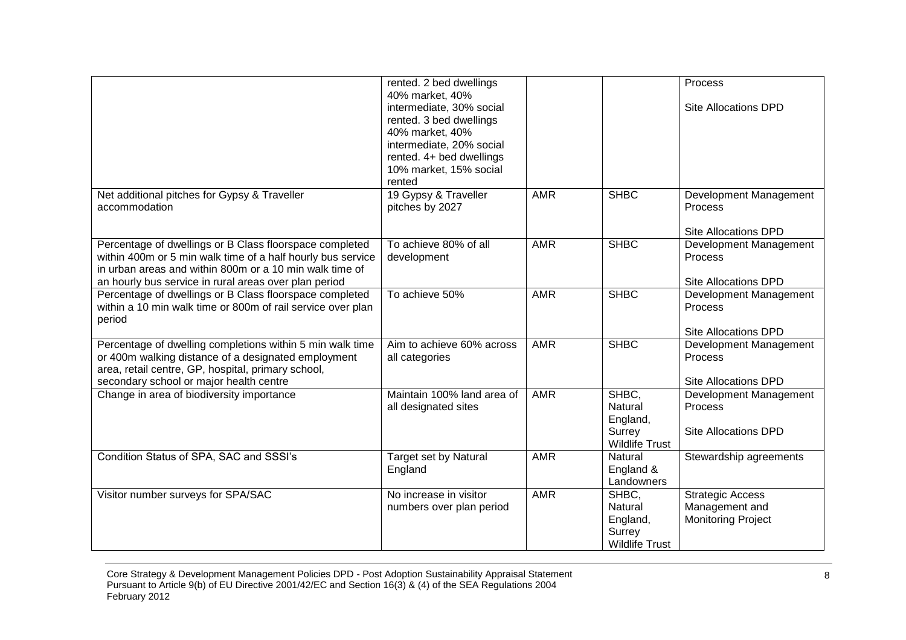| | | | | |
|---|---|---|---|---|
| | rented. 2 bed dwellings 40% market, 40% intermediate, 30% social rented. 3 bed dwellings 40% market, 40% intermediate, 20% social rented. 4+ bed dwellings 10% market, 15% social rented | | | Process<br><br>Site Allocations DPD |
| Net additional pitches for Gypsy & Traveller accommodation | 19 Gypsy & Traveller pitches by 2027 | AMR | SHBC | Development Management Process<br><br>Site Allocations DPD |
| Percentage of dwellings or B Class floorspace completed within 400m or 5 min walk time of a half hourly bus service in urban areas and within 800m or a 10 min walk time of an hourly bus service in rural areas over plan period | To achieve 80% of all development | AMR | SHBC | Development Management Process<br><br>Site Allocations DPD |
| Percentage of dwellings or B Class floorspace completed within a 10 min walk time or 800m of rail service over plan period | To achieve 50% | AMR | SHBC | Development Management Process<br><br>Site Allocations DPD |
| Percentage of dwelling completions within 5 min walk time or 400m walking distance of a designated employment area, retail centre, GP, hospital, primary school, secondary school or major health centre | Aim to achieve 60% across all categories | AMR | SHBC | Development Management Process<br><br>Site Allocations DPD |
| Change in area of biodiversity importance | Maintain 100% land area of all designated sites | AMR | SHBC, Natural England, Surrey Wildlife Trust | Development Management Process<br><br>Site Allocations DPD |
| Condition Status of SPA, SAC and SSSI's | Target set by Natural England | AMR | Natural England & Landowners | Stewardship agreements |
| Visitor number surveys for SPA/SAC | No increase in visitor numbers over plan period | AMR | SHBC, Natural England, Surrey Wildlife Trust | Strategic Access Management and Monitoring Project |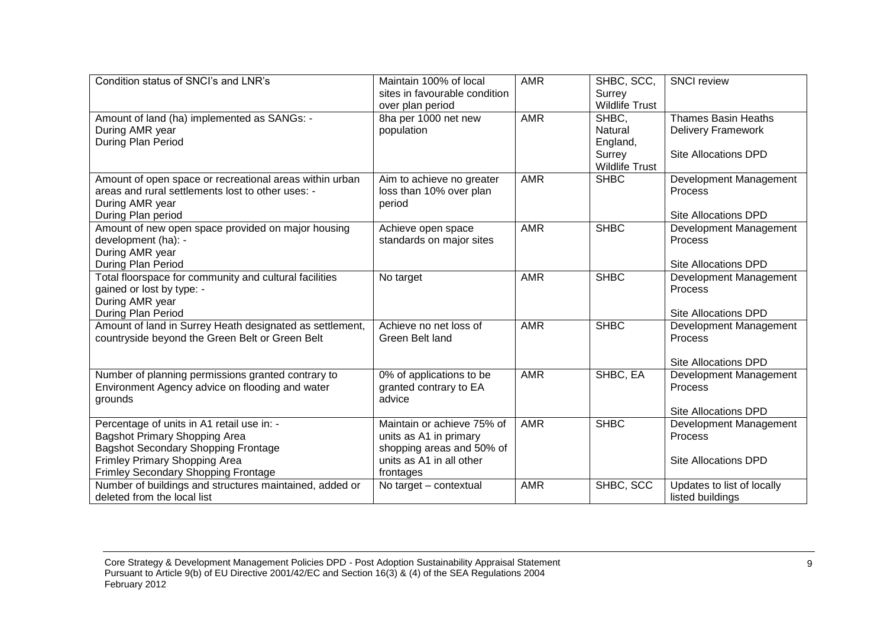| Condition status of SNCI's and LNR's | Maintain 100% of local sites in favourable condition over plan period | AMR | SHBC, SCC, Surrey Wildlife Trust | SNCI review |
|---|---|---|---|---|
| Amount of land (ha) implemented as SANGs: -<br>During AMR year<br>During Plan Period | 8ha per 1000 net new population | AMR | SHBC, Natural England, Surrey Wildlife Trust | Thames Basin Heaths Delivery Framework<br><br>Site Allocations DPD |
| Amount of open space or recreational areas within urban areas and rural settlements lost to other uses: -<br>During AMR year<br>During Plan period | Aim to achieve no greater loss than 10% over plan period | AMR | SHBC | Development Management Process<br><br>Site Allocations DPD |
| Amount of new open space provided on major housing development (ha): -<br>During AMR year<br>During Plan Period | Achieve open space standards on major sites | AMR | SHBC | Development Management Process<br><br>Site Allocations DPD |
| Total floorspace for community and cultural facilities gained or lost by type: -<br>During AMR year<br>During Plan Period | No target | AMR | SHBC | Development Management Process<br><br>Site Allocations DPD |
| Amount of land in Surrey Heath designated as settlement, countryside beyond the Green Belt or Green Belt | Achieve no net loss of Green Belt land | AMR | SHBC | Development Management Process<br><br>Site Allocations DPD |
| Number of planning permissions granted contrary to Environment Agency advice on flooding and water grounds | 0% of applications to be granted contrary to EA advice | AMR | SHBC, EA | Development Management Process<br><br>Site Allocations DPD |
| Percentage of units in A1 retail use in: -<br>Bagshot Primary Shopping Area<br>Bagshot Secondary Shopping Frontage<br>Frimley Primary Shopping Area<br>Frimley Secondary Shopping Frontage | Maintain or achieve 75% of units as A1 in primary shopping areas and 50% of units as A1 in all other frontages | AMR | SHBC | Development Management Process<br><br>Site Allocations DPD |
| Number of buildings and structures maintained, added or deleted from the local list | No target – contextual | AMR | SHBC, SCC | Updates to list of locally listed buildings |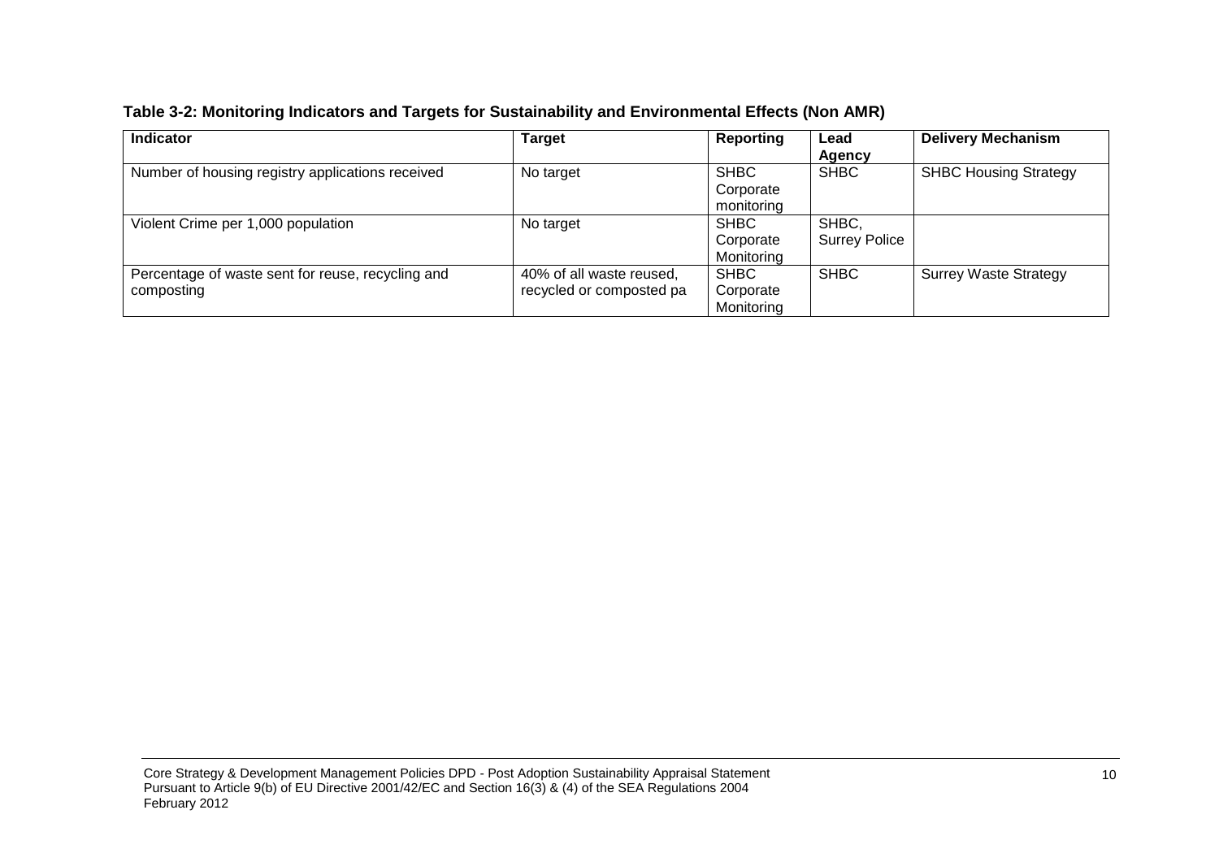**Table 3-2: Monitoring Indicators and Targets for Sustainability and Environmental Effects (Non AMR)**

| Indicator | Target | Reporting | Lead Agency | Delivery Mechanism |
|---|---|---|---|---|
| Number of housing registry applications received | No target | SHBC Corporate monitoring | SHBC | SHBC Housing Strategy |
| Violent Crime per 1,000 population | No target | SHBC Corporate Monitoring | SHBC, Surrey Police | |
| Percentage of waste sent for reuse, recycling and composting | 40% of all waste reused, recycled or composted pa | SHBC Corporate Monitoring | SHBC | Surrey Waste Strategy |